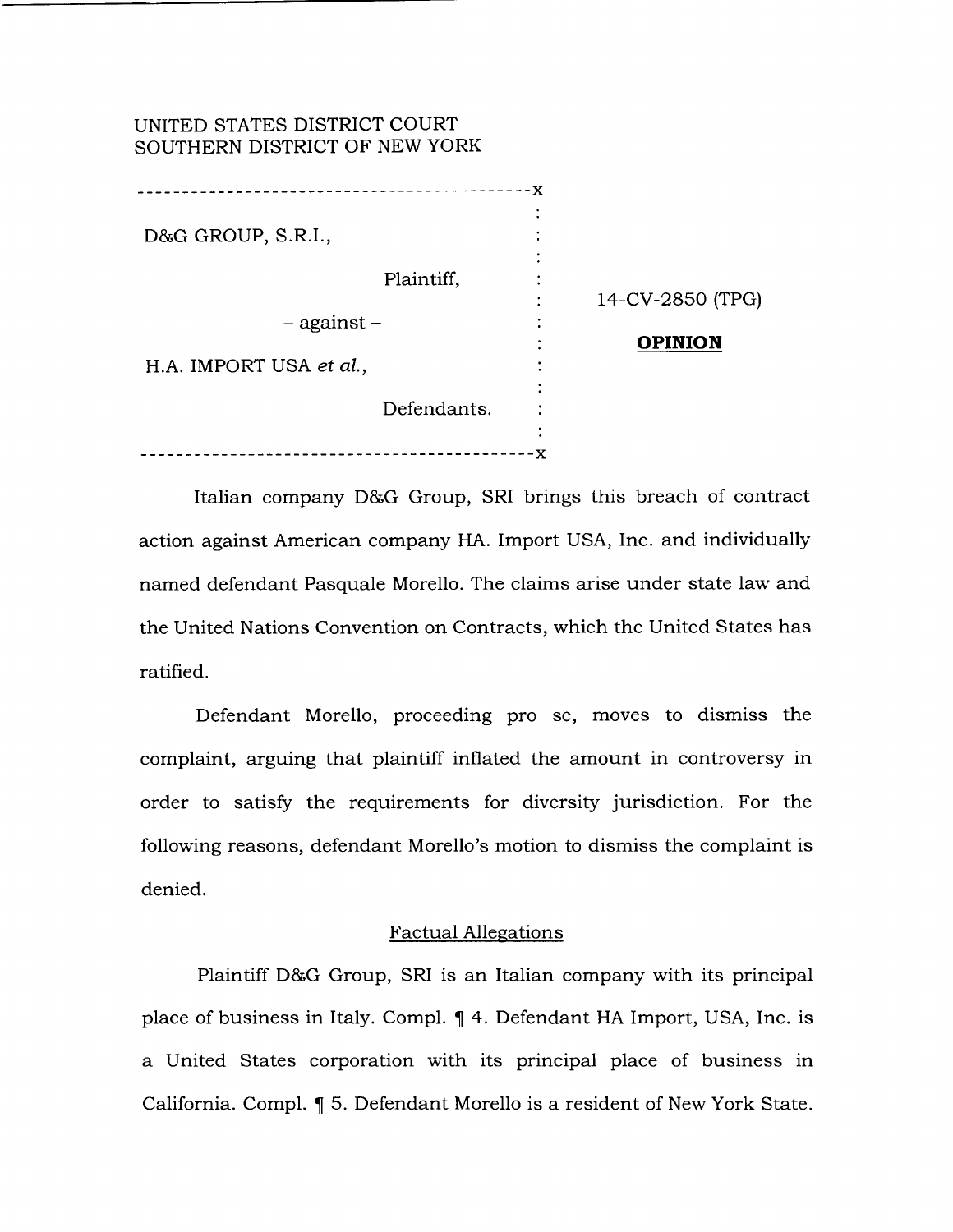UNITED STATES DISTRICT COURT
SOUTHERN DISTRICT OF NEW YORK

| | | |
|---|---|---|
| D&G GROUP, S.R.I., Plaintiff, – against – H.A. IMPORT USA *et al.*, Defendants. | : | 14-CV-2850 (TPG) **OPINION** |

Italian company D&G Group, SRI brings this breach of contract action against American company HA. Import USA, Inc. and individually named defendant Pasquale Morello. The claims arise under state law and the United Nations Convention on Contracts, which the United States has ratified.

Defendant Morello, proceeding pro se, moves to dismiss the complaint, arguing that plaintiff inflated the amount in controversy in order to satisfy the requirements for diversity jurisdiction. For the following reasons, defendant Morello's motion to dismiss the complaint is denied.

## Factual Allegations

Plaintiff D&G Group, SRI is an Italian company with its principal place of business in Italy. Compl. ¶ 4. Defendant HA Import, USA, Inc. is a United States corporation with its principal place of business in California. Compl. ¶ 5. Defendant Morello is a resident of New York State.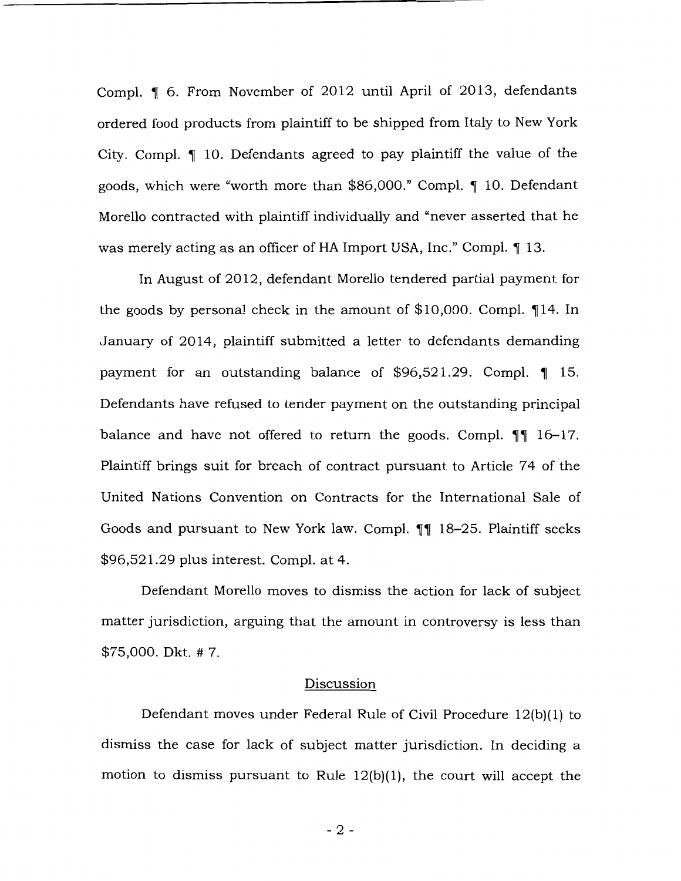Compl. ¶ 6. From November of 2012 until April of 2013, defendants ordered food products from plaintiff to be shipped from Italy to New York City. Compl. ¶ 10. Defendants agreed to pay plaintiff the value of the goods, which were "worth more than $86,000." Compl. ¶ 10. Defendant Morello contracted with plaintiff individually and "never asserted that he was merely acting as an officer of HA Import USA, Inc." Compl. ¶ 13.

In August of 2012, defendant Morello tendered partial payment for the goods by personal check in the amount of $10,000. Compl. ¶14. In January of 2014, plaintiff submitted a letter to defendants demanding payment for an outstanding balance of $96,521.29. Compl. ¶ 15. Defendants have refused to tender payment on the outstanding principal balance and have not offered to return the goods. Compl. ¶¶ 16–17. Plaintiff brings suit for breach of contract pursuant to Article 74 of the United Nations Convention on Contracts for the International Sale of Goods and pursuant to New York law. Compl. ¶¶ 18–25. Plaintiff seeks $96,521.29 plus interest. Compl. at 4.

Defendant Morello moves to dismiss the action for lack of subject matter jurisdiction, arguing that the amount in controversy is less than $75,000. Dkt. # 7.

## Discussion

Defendant moves under Federal Rule of Civil Procedure 12(b)(1) to dismiss the case for lack of subject matter jurisdiction. In deciding a motion to dismiss pursuant to Rule 12(b)(1), the court will accept the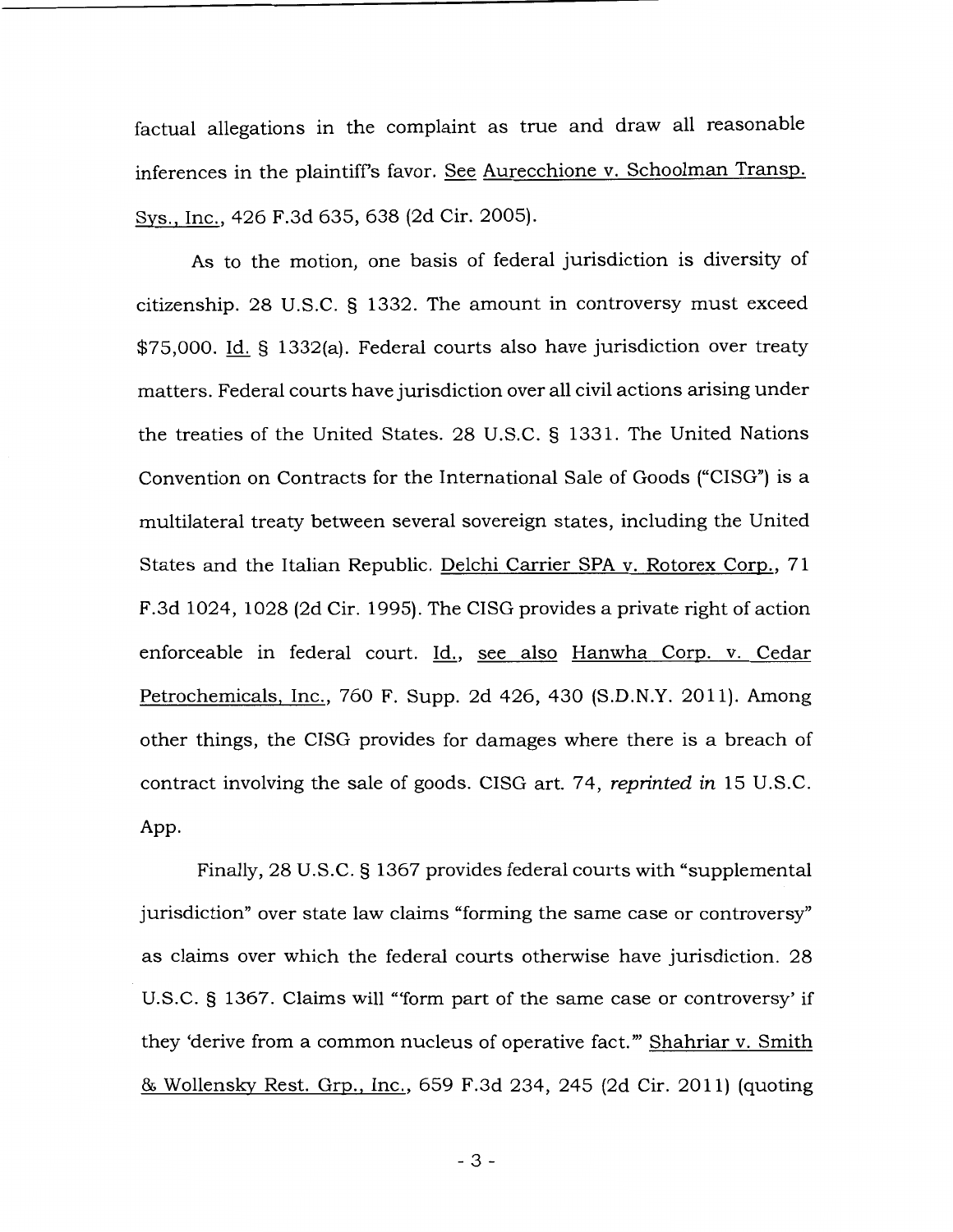factual allegations in the complaint as true and draw all reasonable inferences in the plaintiff's favor. See Aurecchione v. Schoolman Transp. Sys., Inc., 426 F.3d 635, 638 (2d Cir. 2005).

As to the motion, one basis of federal jurisdiction is diversity of citizenship. 28 U.S.C. § 1332. The amount in controversy must exceed $75,000. Id. § 1332(a). Federal courts also have jurisdiction over treaty matters. Federal courts have jurisdiction over all civil actions arising under the treaties of the United States. 28 U.S.C. § 1331. The United Nations Convention on Contracts for the International Sale of Goods ("CISG") is a multilateral treaty between several sovereign states, including the United States and the Italian Republic. Delchi Carrier SPA v. Rotorex Corp., 71 F.3d 1024, 1028 (2d Cir. 1995). The CISG provides a private right of action enforceable in federal court. Id., see also Hanwha Corp. v. Cedar Petrochemicals, Inc., 760 F. Supp. 2d 426, 430 (S.D.N.Y. 2011). Among other things, the CISG provides for damages where there is a breach of contract involving the sale of goods. CISG art. 74, *reprinted in* 15 U.S.C. App.

Finally, 28 U.S.C. § 1367 provides federal courts with "supplemental jurisdiction" over state law claims "forming the same case or controversy" as claims over which the federal courts otherwise have jurisdiction. 28 U.S.C. § 1367. Claims will "'form part of the same case or controversy' if they 'derive from a common nucleus of operative fact.'" Shahriar v. Smith & Wollensky Rest. Grp., Inc., 659 F.3d 234, 245 (2d Cir. 2011) (quoting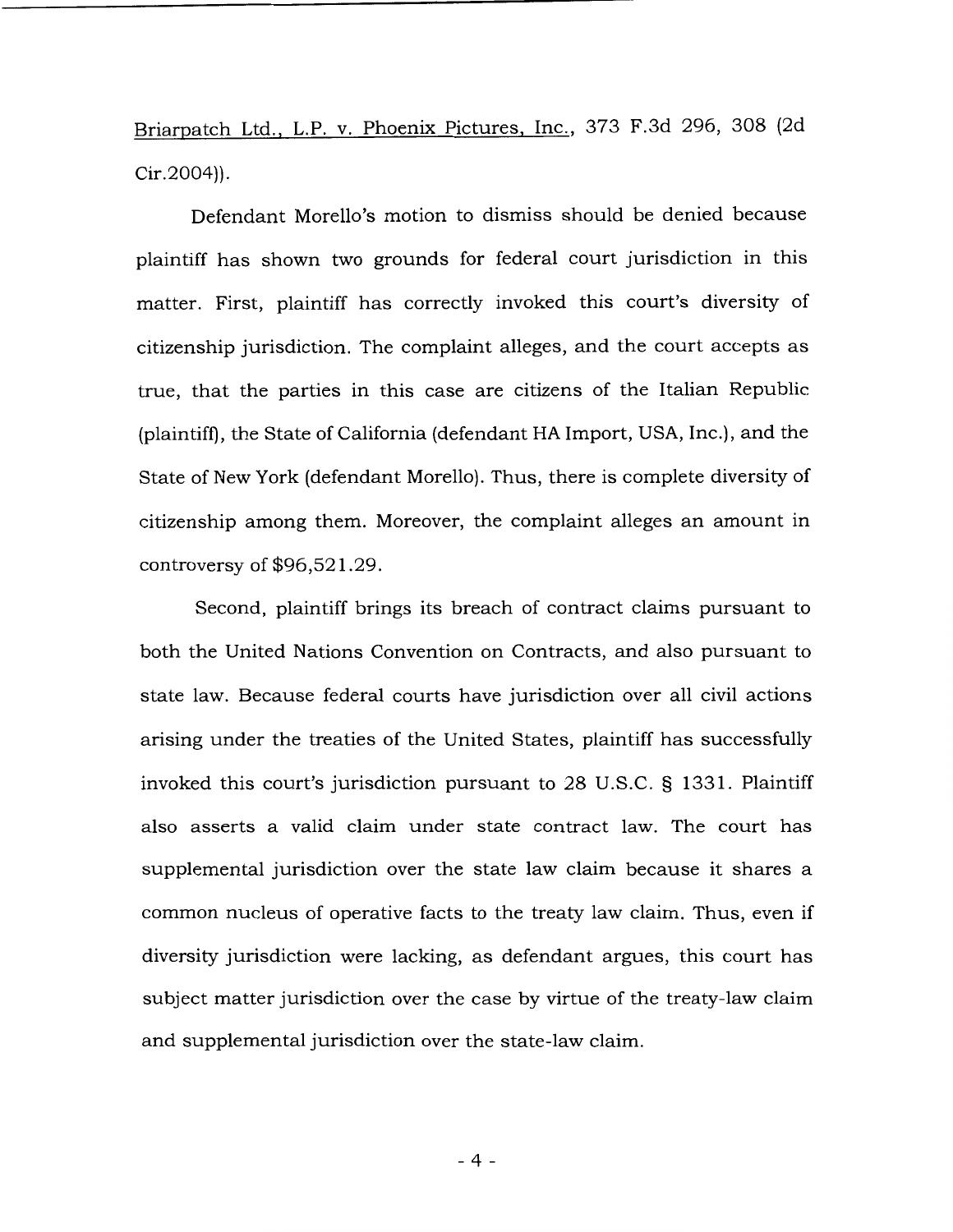Briarpatch Ltd., L.P. v. Phoenix Pictures, Inc., 373 F.3d 296, 308 (2d Cir.2004)).

Defendant Morello's motion to dismiss should be denied because plaintiff has shown two grounds for federal court jurisdiction in this matter. First, plaintiff has correctly invoked this court's diversity of citizenship jurisdiction. The complaint alleges, and the court accepts as true, that the parties in this case are citizens of the Italian Republic (plaintiff), the State of California (defendant HA Import, USA, Inc.), and the State of New York (defendant Morello). Thus, there is complete diversity of citizenship among them. Moreover, the complaint alleges an amount in controversy of $96,521.29.

Second, plaintiff brings its breach of contract claims pursuant to both the United Nations Convention on Contracts, and also pursuant to state law. Because federal courts have jurisdiction over all civil actions arising under the treaties of the United States, plaintiff has successfully invoked this court's jurisdiction pursuant to 28 U.S.C. § 1331. Plaintiff also asserts a valid claim under state contract law. The court has supplemental jurisdiction over the state law claim because it shares a common nucleus of operative facts to the treaty law claim. Thus, even if diversity jurisdiction were lacking, as defendant argues, this court has subject matter jurisdiction over the case by virtue of the treaty-law claim and supplemental jurisdiction over the state-law claim.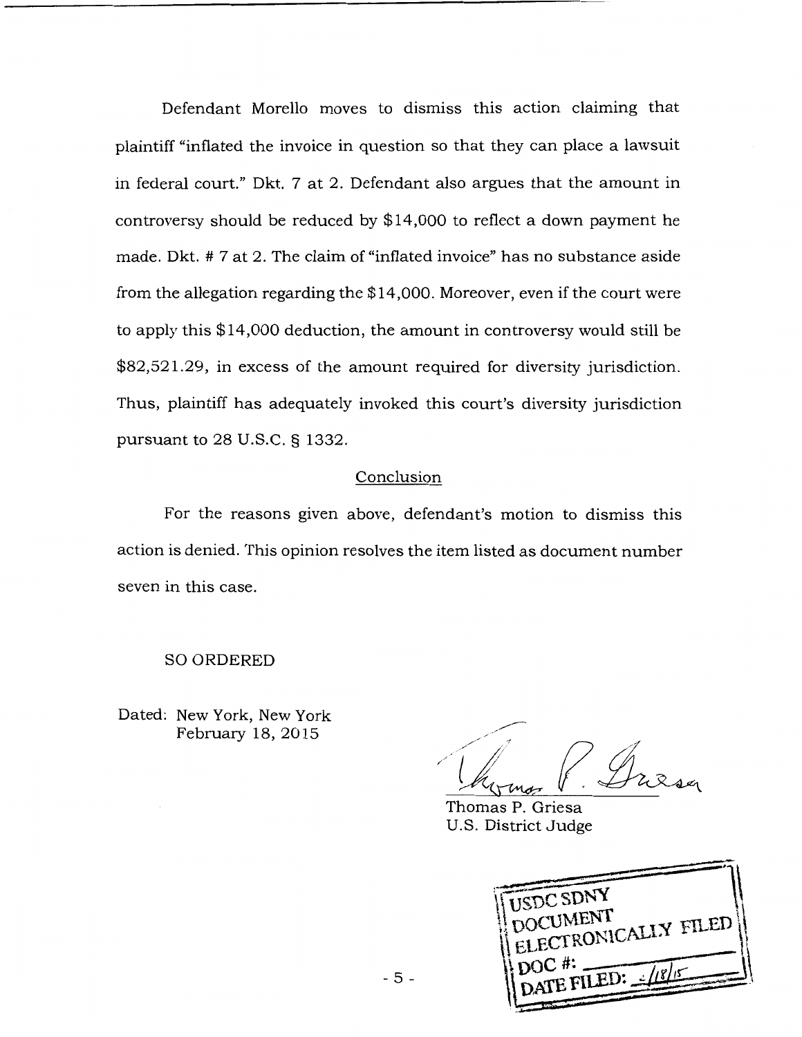Defendant Morello moves to dismiss this action claiming that plaintiff "inflated the invoice in question so that they can place a lawsuit in federal court." Dkt. 7 at 2. Defendant also argues that the amount in controversy should be reduced by $14,000 to reflect a down payment he made. Dkt. # 7 at 2. The claim of "inflated invoice" has no substance aside from the allegation regarding the $14,000. Moreover, even if the court were to apply this $14,000 deduction, the amount in controversy would still be $82,521.29, in excess of the amount required for diversity jurisdiction. Thus, plaintiff has adequately invoked this court's diversity jurisdiction pursuant to 28 U.S.C. § 1332.

## Conclusion

For the reasons given above, defendant's motion to dismiss this action is denied. This opinion resolves the item listed as document number seven in this case.

SO ORDERED

Dated: New York, New York
February 18, 2015

Thomas P. Griesa
U.S. District Judge

USDC SDNY
DOCUMENT
ELECTRONICALLY FILED
DOC #:
DATE FILED: 2/18/15